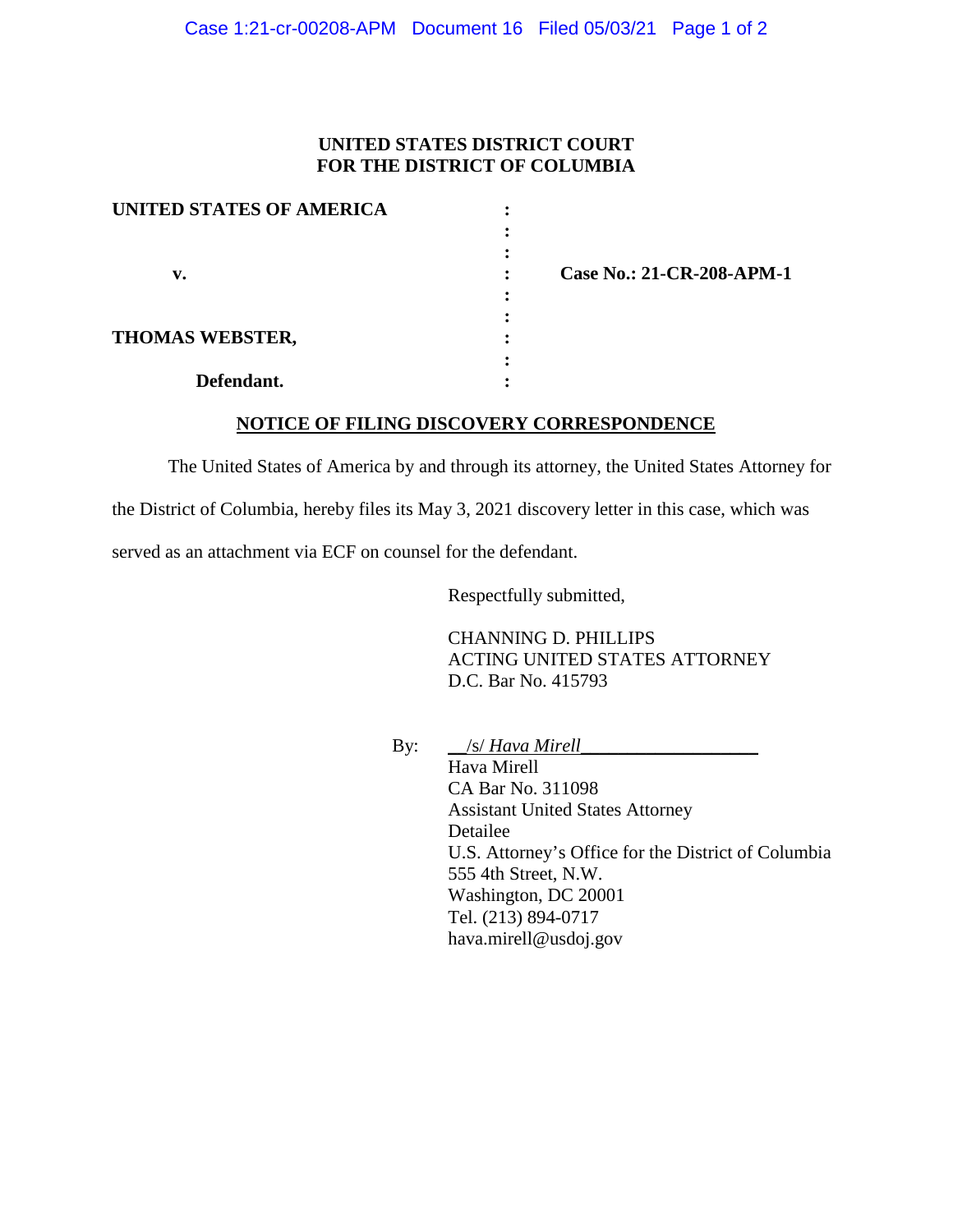**UNITED STATES DISTRICT COURT**
**FOR THE DISTRICT OF COLUMBIA**

| | | |
|---|---|---|
| **UNITED STATES OF AMERICA** | : | |
| | : | |
| **v.** | : | **Case No.: 21-CR-208-APM-1** |
| | : | |
| **THOMAS WEBSTER,** | : | |
| | : | |
| **Defendant.** | : | |

**NOTICE OF FILING DISCOVERY CORRESPONDENCE**

The United States of America by and through its attorney, the United States Attorney for the District of Columbia, hereby files its May 3, 2021 discovery letter in this case, which was served as an attachment via ECF on counsel for the defendant.

Respectfully submitted,

CHANNING D. PHILLIPS
ACTING UNITED STATES ATTORNEY
D.C. Bar No. 415793

By: /s/ *Hava Mirell*
Hava Mirell
CA Bar No. 311098
Assistant United States Attorney
Detailee
U.S. Attorney's Office for the District of Columbia
555 4th Street, N.W.
Washington, DC 20001
Tel. (213) 894-0717
hava.mirell@usdoj.gov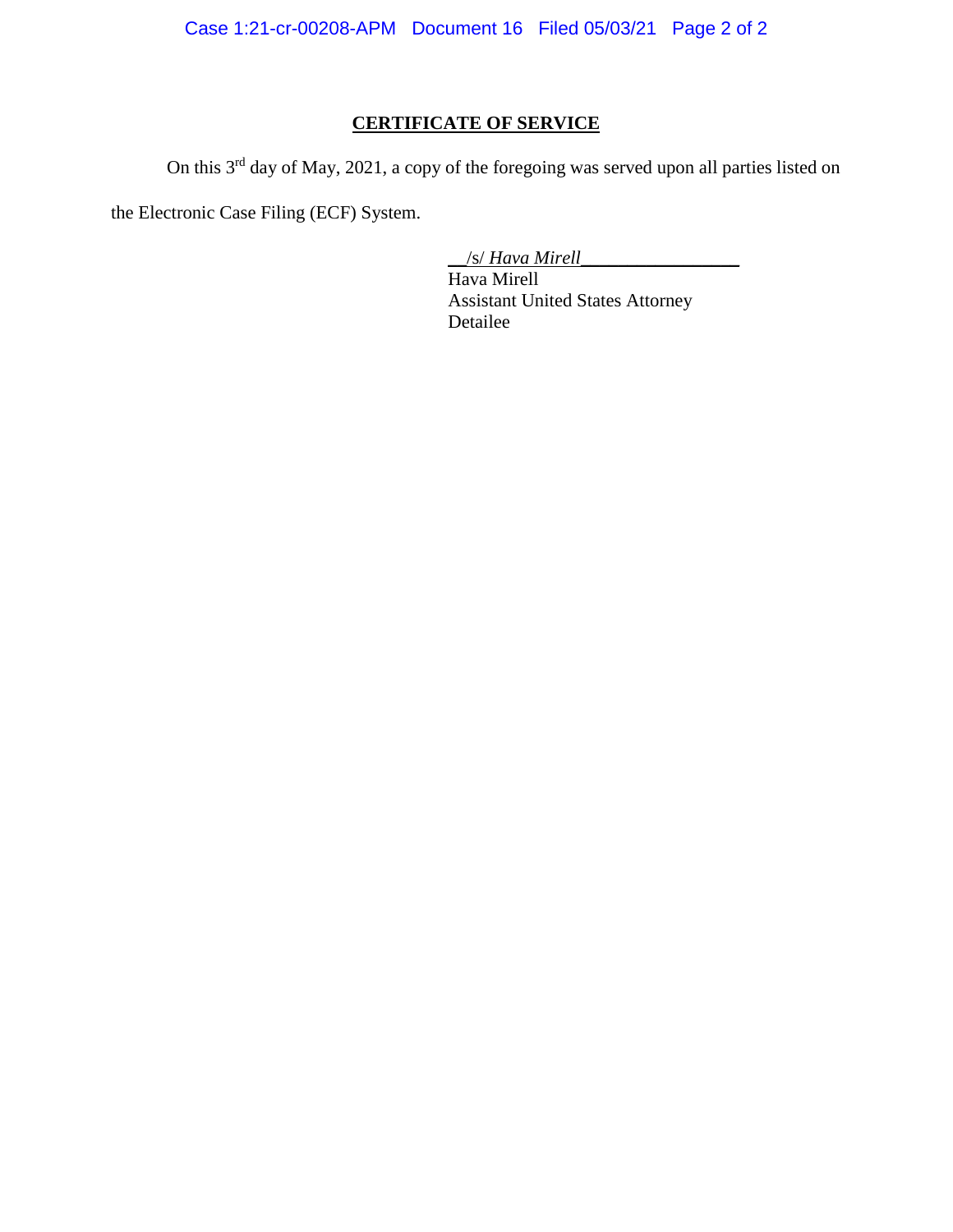## CERTIFICATE OF SERVICE

On this 3rd day of May, 2021, a copy of the foregoing was served upon all parties listed on the Electronic Case Filing (ECF) System.

/s/ *Hava Mirell*
Hava Mirell
Assistant United States Attorney
Detailee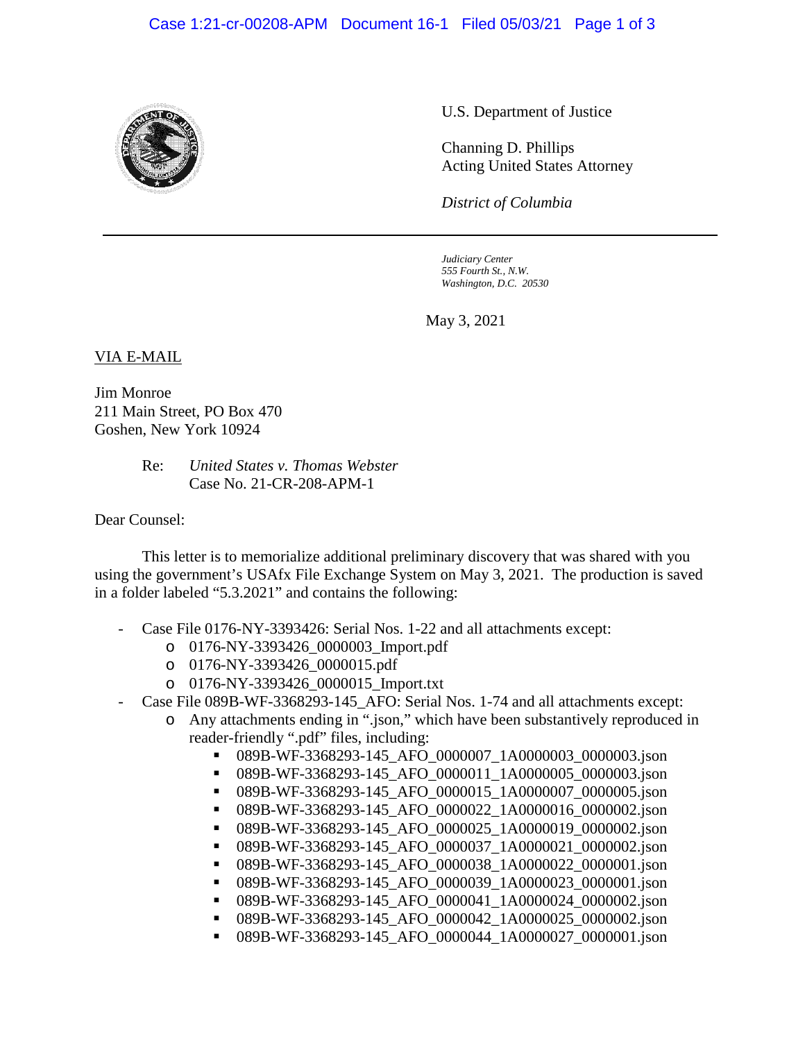U.S. Department of Justice

Channing D. Phillips
Acting United States Attorney

*District of Columbia*

---

*Judiciary Center*
*555 Fourth St., N.W.*
*Washington, D.C. 20530*

May 3, 2021

VIA E-MAIL

Jim Monroe
211 Main Street, PO Box 470
Goshen, New York 10924

Re: *United States v. Thomas Webster*
Case No. 21-CR-208-APM-1

Dear Counsel:

This letter is to memorialize additional preliminary discovery that was shared with you using the government's USAfx File Exchange System on May 3, 2021. The production is saved in a folder labeled "5.3.2021" and contains the following:

- Case File 0176-NY-3393426: Serial Nos. 1-22 and all attachments except:
  - 0176-NY-3393426_0000003_Import.pdf
  - 0176-NY-3393426_0000015.pdf
  - 0176-NY-3393426_0000015_Import.txt
- Case File 089B-WF-3368293-145_AFO: Serial Nos. 1-74 and all attachments except:
  - Any attachments ending in ".json," which have been substantively reproduced in reader-friendly ".pdf" files, including:
    - 089B-WF-3368293-145_AFO_0000007_1A0000003_0000003.json
    - 089B-WF-3368293-145_AFO_0000011_1A0000005_0000003.json
    - 089B-WF-3368293-145_AFO_0000015_1A0000007_0000005.json
    - 089B-WF-3368293-145_AFO_0000022_1A0000016_0000002.json
    - 089B-WF-3368293-145_AFO_0000025_1A0000019_0000002.json
    - 089B-WF-3368293-145_AFO_0000037_1A0000021_0000002.json
    - 089B-WF-3368293-145_AFO_0000038_1A0000022_0000001.json
    - 089B-WF-3368293-145_AFO_0000039_1A0000023_0000001.json
    - 089B-WF-3368293-145_AFO_0000041_1A0000024_0000002.json
    - 089B-WF-3368293-145_AFO_0000042_1A0000025_0000002.json
    - 089B-WF-3368293-145_AFO_0000044_1A0000027_0000001.json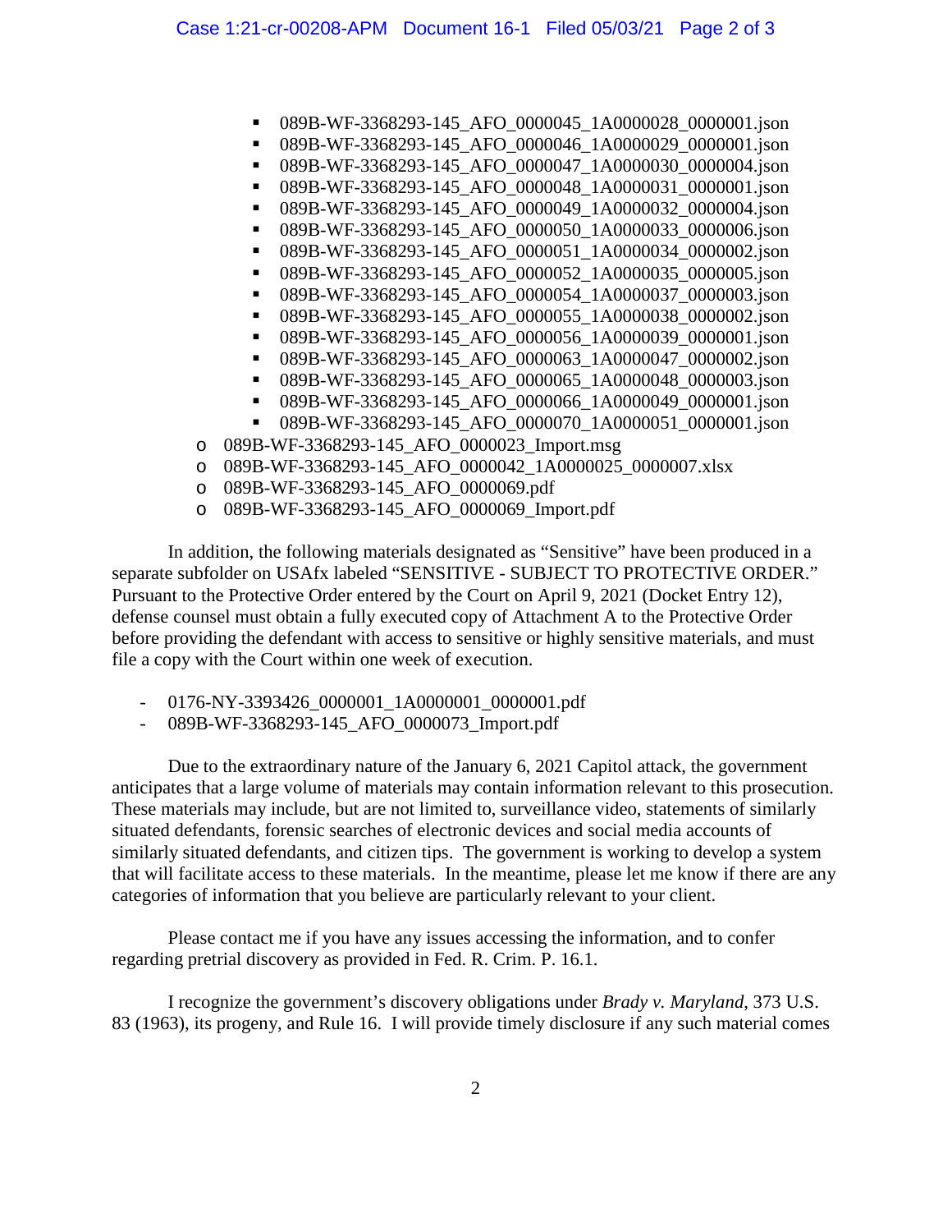- 089B-WF-3368293-145_AFO_0000045_1A0000028_0000001.json
   - 089B-WF-3368293-145_AFO_0000046_1A0000029_0000001.json
   - 089B-WF-3368293-145_AFO_0000047_1A0000030_0000004.json
   - 089B-WF-3368293-145_AFO_0000048_1A0000031_0000001.json
   - 089B-WF-3368293-145_AFO_0000049_1A0000032_0000004.json
   - 089B-WF-3368293-145_AFO_0000050_1A0000033_0000006.json
   - 089B-WF-3368293-145_AFO_0000051_1A0000034_0000002.json
   - 089B-WF-3368293-145_AFO_0000052_1A0000035_0000005.json
   - 089B-WF-3368293-145_AFO_0000054_1A0000037_0000003.json
   - 089B-WF-3368293-145_AFO_0000055_1A0000038_0000002.json
   - 089B-WF-3368293-145_AFO_0000056_1A0000039_0000001.json
   - 089B-WF-3368293-145_AFO_0000063_1A0000047_0000002.json
   - 089B-WF-3368293-145_AFO_0000065_1A0000048_0000003.json
   - 089B-WF-3368293-145_AFO_0000066_1A0000049_0000001.json
   - 089B-WF-3368293-145_AFO_0000070_1A0000051_0000001.json
- 089B-WF-3368293-145_AFO_0000023_Import.msg
- 089B-WF-3368293-145_AFO_0000042_1A0000025_0000007.xlsx
- 089B-WF-3368293-145_AFO_0000069.pdf
- 089B-WF-3368293-145_AFO_0000069_Import.pdf

In addition, the following materials designated as "Sensitive" have been produced in a separate subfolder on USAfx labeled "SENSITIVE - SUBJECT TO PROTECTIVE ORDER." Pursuant to the Protective Order entered by the Court on April 9, 2021 (Docket Entry 12), defense counsel must obtain a fully executed copy of Attachment A to the Protective Order before providing the defendant with access to sensitive or highly sensitive materials, and must file a copy with the Court within one week of execution.

- 0176-NY-3393426_0000001_1A0000001_0000001.pdf
- 089B-WF-3368293-145_AFO_0000073_Import.pdf

Due to the extraordinary nature of the January 6, 2021 Capitol attack, the government anticipates that a large volume of materials may contain information relevant to this prosecution. These materials may include, but are not limited to, surveillance video, statements of similarly situated defendants, forensic searches of electronic devices and social media accounts of similarly situated defendants, and citizen tips. The government is working to develop a system that will facilitate access to these materials. In the meantime, please let me know if there are any categories of information that you believe are particularly relevant to your client.

Please contact me if you have any issues accessing the information, and to confer regarding pretrial discovery as provided in Fed. R. Crim. P. 16.1.

I recognize the government's discovery obligations under *Brady v. Maryland*, 373 U.S. 83 (1963), its progeny, and Rule 16. I will provide timely disclosure if any such material comes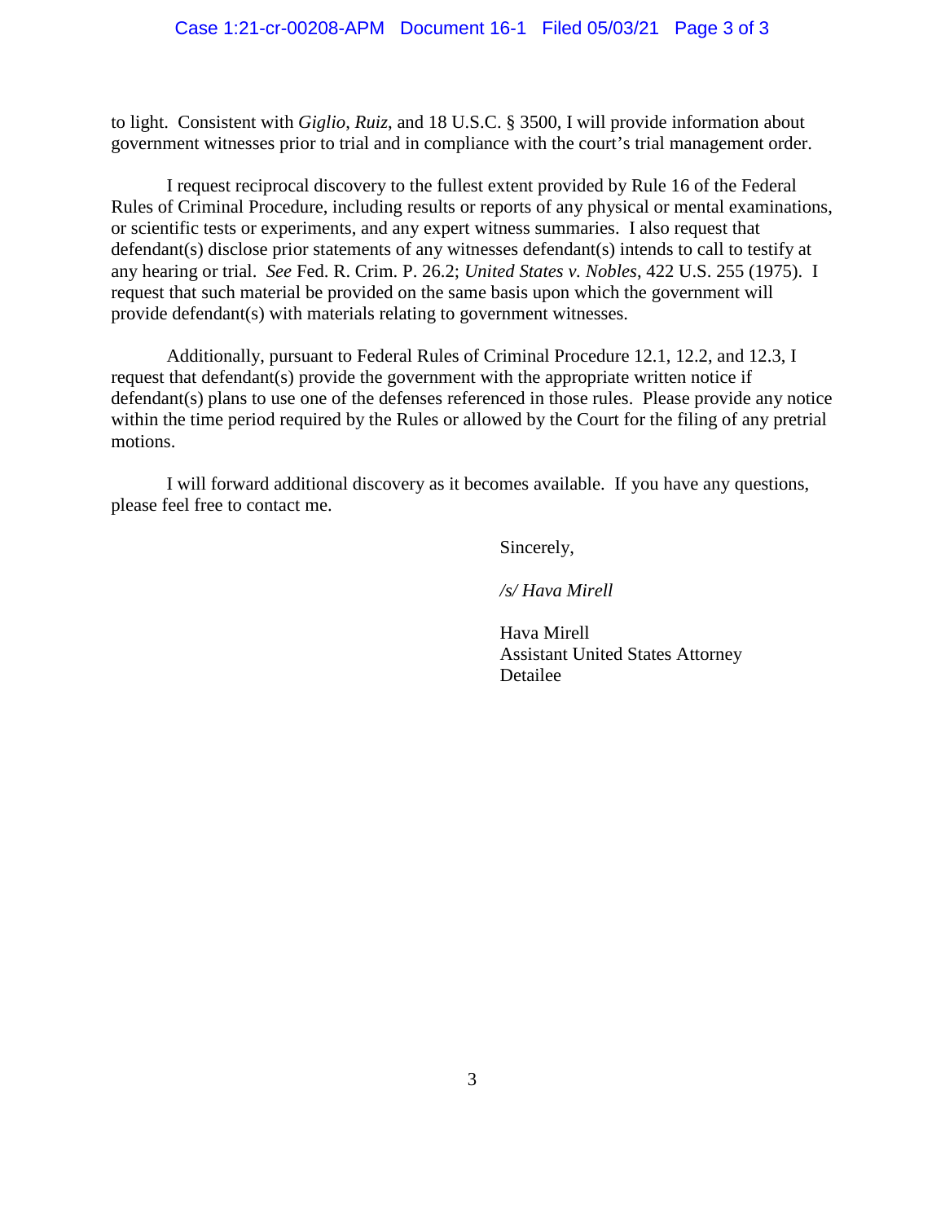to light. Consistent with *Giglio*, *Ruiz*, and 18 U.S.C. § 3500, I will provide information about government witnesses prior to trial and in compliance with the court's trial management order.

I request reciprocal discovery to the fullest extent provided by Rule 16 of the Federal Rules of Criminal Procedure, including results or reports of any physical or mental examinations, or scientific tests or experiments, and any expert witness summaries. I also request that defendant(s) disclose prior statements of any witnesses defendant(s) intends to call to testify at any hearing or trial. *See* Fed. R. Crim. P. 26.2; *United States v. Nobles*, 422 U.S. 255 (1975). I request that such material be provided on the same basis upon which the government will provide defendant(s) with materials relating to government witnesses.

Additionally, pursuant to Federal Rules of Criminal Procedure 12.1, 12.2, and 12.3, I request that defendant(s) provide the government with the appropriate written notice if defendant(s) plans to use one of the defenses referenced in those rules. Please provide any notice within the time period required by the Rules or allowed by the Court for the filing of any pretrial motions.

I will forward additional discovery as it becomes available. If you have any questions, please feel free to contact me.

Sincerely,

*/s/ Hava Mirell*

Hava Mirell
Assistant United States Attorney
Detailee